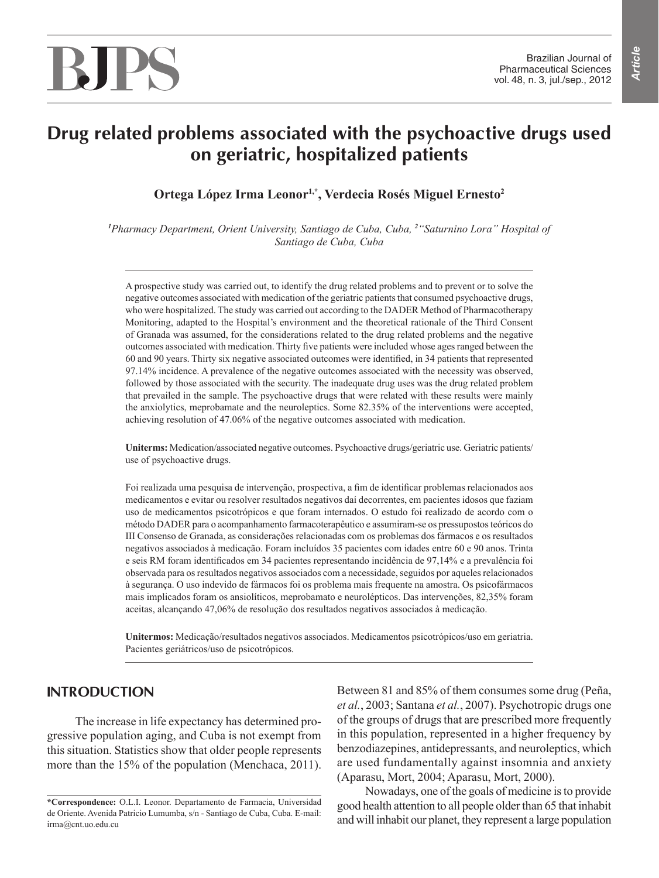# Drug related problems associated with the psychoactive drugs used on geriatric, hospitalized patients

**Ortega López Irma Leonor[1,*], Verdecia Rosés Miguel Ernesto[2]**

*[1]Pharmacy Department, Orient University, Santiago de Cuba, Cuba, [2]"Saturnino Lora" Hospital of Santiago de Cuba, Cuba*

A prospective study was carried out, to identify the drug related problems and to prevent or to solve the negative outcomes associated with medication of the geriatric patients that consumed psychoactive drugs, who were hospitalized. The study was carried out according to the DADER Method of Pharmacotherapy Monitoring, adapted to the Hospital's environment and the theoretical rationale of the Third Consent of Granada was assumed, for the considerations related to the drug related problems and the negative outcomes associated with medication. Thirty five patients were included whose ages ranged between the 60 and 90 years. Thirty six negative associated outcomes were identified, in 34 patients that represented 97.14% incidence. A prevalence of the negative outcomes associated with the necessity was observed, followed by those associated with the security. The inadequate drug uses was the drug related problem that prevailed in the sample. The psychoactive drugs that were related with these results were mainly the anxiolytics, meprobamate and the neuroleptics. Some 82.35% of the interventions were accepted, achieving resolution of 47.06% of the negative outcomes associated with medication.

**Uniterms:** Medication/associated negative outcomes. Psychoactive drugs/geriatric use. Geriatric patients/ use of psychoactive drugs.

Foi realizada uma pesquisa de intervenção, prospectiva, a fim de identificar problemas relacionados aos medicamentos e evitar ou resolver resultados negativos daí decorrentes, em pacientes idosos que faziam uso de medicamentos psicotrópicos e que foram internados. O estudo foi realizado de acordo com o método DADER para o acompanhamento farmacoterapêutico e assumiram-se os pressupostos teóricos do III Consenso de Granada, as considerações relacionadas com os problemas dos fármacos e os resultados negativos associados à medicação. Foram incluídos 35 pacientes com idades entre 60 e 90 anos. Trinta e seis RM foram identificados em 34 pacientes representando incidência de 97,14% e a prevalência foi observada para os resultados negativos associados com a necessidade, seguidos por aqueles relacionados à segurança. O uso indevido de fármacos foi o problema mais frequente na amostra. Os psicofármacos mais implicados foram os ansiolíticos, meprobamato e neurolépticos. Das intervenções, 82,35% foram aceitas, alcançando 47,06% de resolução dos resultados negativos associados à medicação.

**Unitermos:** Medicação/resultados negativos associados. Medicamentos psicotrópicos/uso em geriatria. Pacientes geriátricos/uso de psicotrópicos.

## INTRODUCTION

The increase in life expectancy has determined progressive population aging, and Cuba is not exempt from this situation. Statistics show that older people represents more than the 15% of the population (Menchaca, 2011). Between 81 and 85% of them consumes some drug (Peña, *et al.*, 2003; Santana *et al.*, 2007). Psychotropic drugs one of the groups of drugs that are prescribed more frequently in this population, represented in a higher frequency by benzodiazepines, antidepressants, and neuroleptics, which are used fundamentally against insomnia and anxiety (Aparasu, Mort, 2004; Aparasu, Mort, 2000).

Nowadays, one of the goals of medicine is to provide good health attention to all people older than 65 that inhabit and will inhabit our planet, they represent a large population

***Correspondence:** O.L.I. Leonor. Departamento de Farmacia, Universidad de Oriente. Avenida Patricio Lumumba, s/n - Santiago de Cuba, Cuba. E-mail: irma@cnt.uo.edu.cu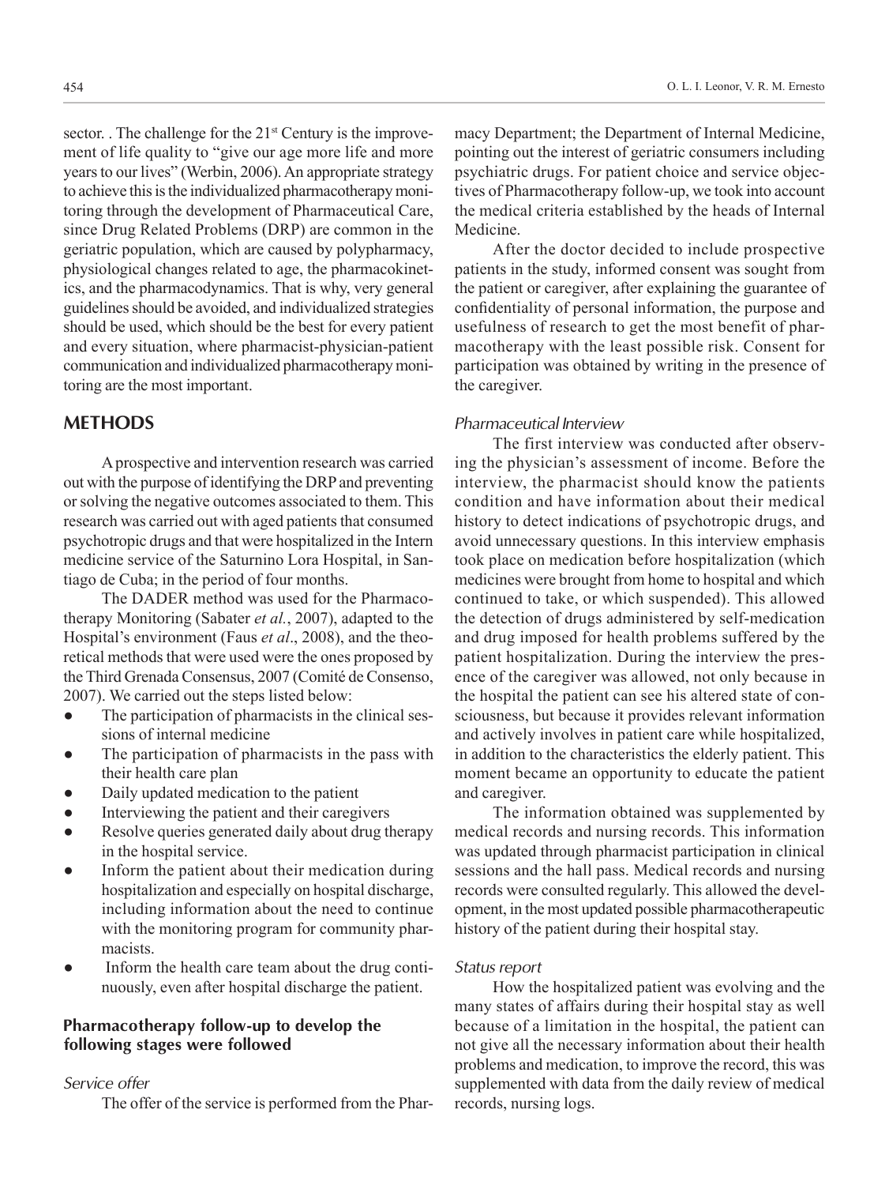sector. . The challenge for the 21st Century is the improvement of life quality to "give our age more life and more years to our lives" (Werbin, 2006). An appropriate strategy to achieve this is the individualized pharmacotherapy monitoring through the development of Pharmaceutical Care, since Drug Related Problems (DRP) are common in the geriatric population, which are caused by polypharmacy, physiological changes related to age, the pharmacokinetics, and the pharmacodynamics. That is why, very general guidelines should be avoided, and individualized strategies should be used, which should be the best for every patient and every situation, where pharmacist-physician-patient communication and individualized pharmacotherapy monitoring are the most important.

## METHODS

A prospective and intervention research was carried out with the purpose of identifying the DRP and preventing or solving the negative outcomes associated to them. This research was carried out with aged patients that consumed psychotropic drugs and that were hospitalized in the Intern medicine service of the Saturnino Lora Hospital, in Santiago de Cuba; in the period of four months.

The DADER method was used for the Pharmacotherapy Monitoring (Sabater *et al.*, 2007), adapted to the Hospital's environment (Faus *et al*., 2008), and the theoretical methods that were used were the ones proposed by the Third Grenada Consensus, 2007 (Comité de Consenso, 2007). We carried out the steps listed below:

- The participation of pharmacists in the clinical sessions of internal medicine
- The participation of pharmacists in the pass with their health care plan
- Daily updated medication to the patient
- Interviewing the patient and their caregivers
- Resolve queries generated daily about drug therapy in the hospital service.
- Inform the patient about their medication during hospitalization and especially on hospital discharge, including information about the need to continue with the monitoring program for community pharmacists.
- Inform the health care team about the drug continuously, even after hospital discharge the patient.

### Pharmacotherapy follow-up to develop the following stages were followed

#### *Service offer*

The offer of the service is performed from the Pharmacy Department; the Department of Internal Medicine, pointing out the interest of geriatric consumers including psychiatric drugs. For patient choice and service objectives of Pharmacotherapy follow-up, we took into account the medical criteria established by the heads of Internal Medicine.

After the doctor decided to include prospective patients in the study, informed consent was sought from the patient or caregiver, after explaining the guarantee of confidentiality of personal information, the purpose and usefulness of research to get the most benefit of pharmacotherapy with the least possible risk. Consent for participation was obtained by writing in the presence of the caregiver.

#### *Pharmaceutical Interview*

The first interview was conducted after observing the physician's assessment of income. Before the interview, the pharmacist should know the patients condition and have information about their medical history to detect indications of psychotropic drugs, and avoid unnecessary questions. In this interview emphasis took place on medication before hospitalization (which medicines were brought from home to hospital and which continued to take, or which suspended). This allowed the detection of drugs administered by self-medication and drug imposed for health problems suffered by the patient hospitalization. During the interview the presence of the caregiver was allowed, not only because in the hospital the patient can see his altered state of consciousness, but because it provides relevant information and actively involves in patient care while hospitalized, in addition to the characteristics the elderly patient. This moment became an opportunity to educate the patient and caregiver.

The information obtained was supplemented by medical records and nursing records. This information was updated through pharmacist participation in clinical sessions and the hall pass. Medical records and nursing records were consulted regularly. This allowed the development, in the most updated possible pharmacotherapeutic history of the patient during their hospital stay.

#### *Status report*

How the hospitalized patient was evolving and the many states of affairs during their hospital stay as well because of a limitation in the hospital, the patient can not give all the necessary information about their health problems and medication, to improve the record, this was supplemented with data from the daily review of medical records, nursing logs.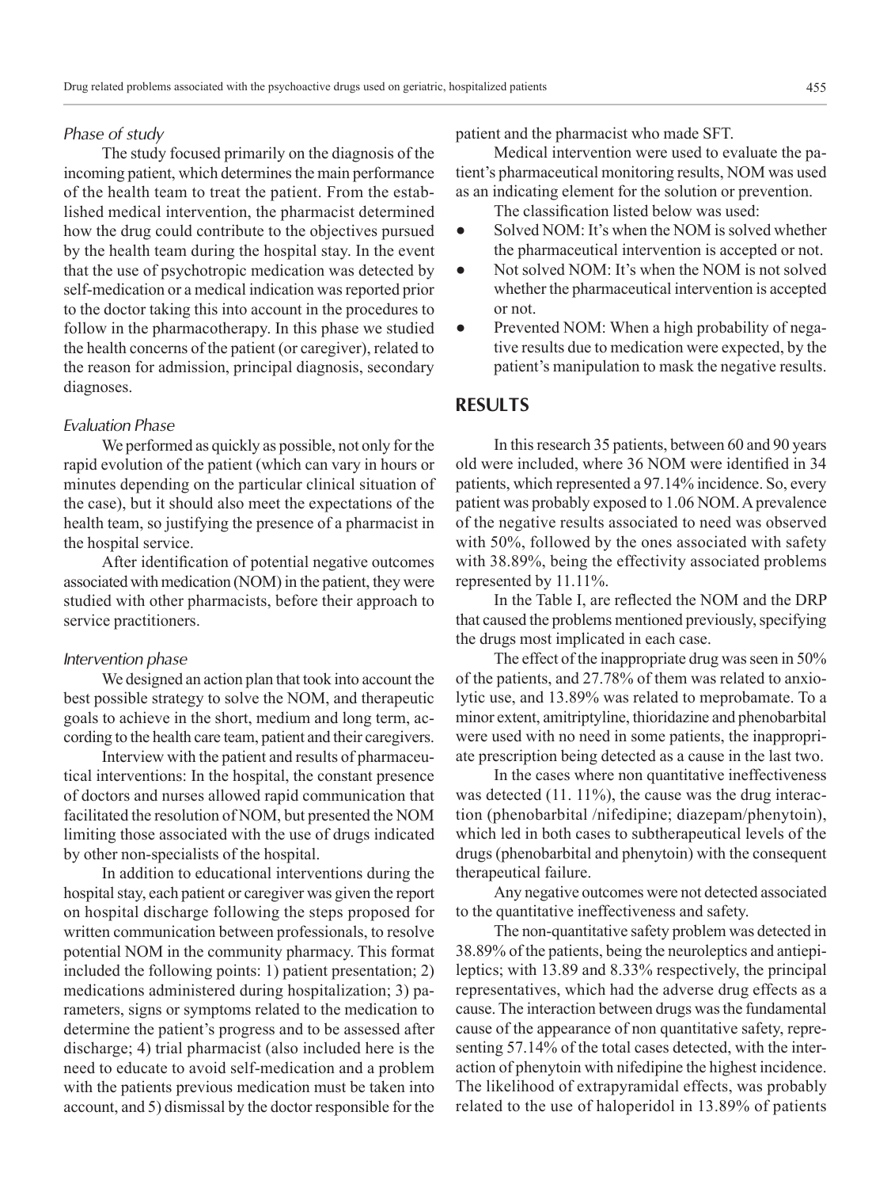### *Phase of study*

The study focused primarily on the diagnosis of the incoming patient, which determines the main performance of the health team to treat the patient. From the established medical intervention, the pharmacist determined how the drug could contribute to the objectives pursued by the health team during the hospital stay. In the event that the use of psychotropic medication was detected by self-medication or a medical indication was reported prior to the doctor taking this into account in the procedures to follow in the pharmacotherapy. In this phase we studied the health concerns of the patient (or caregiver), related to the reason for admission, principal diagnosis, secondary diagnoses.

### *Evaluation Phase*

We performed as quickly as possible, not only for the rapid evolution of the patient (which can vary in hours or minutes depending on the particular clinical situation of the case), but it should also meet the expectations of the health team, so justifying the presence of a pharmacist in the hospital service.

After identification of potential negative outcomes associated with medication (NOM) in the patient, they were studied with other pharmacists, before their approach to service practitioners.

### *Intervention phase*

We designed an action plan that took into account the best possible strategy to solve the NOM, and therapeutic goals to achieve in the short, medium and long term, according to the health care team, patient and their caregivers.

Interview with the patient and results of pharmaceutical interventions: In the hospital, the constant presence of doctors and nurses allowed rapid communication that facilitated the resolution of NOM, but presented the NOM limiting those associated with the use of drugs indicated by other non-specialists of the hospital.

In addition to educational interventions during the hospital stay, each patient or caregiver was given the report on hospital discharge following the steps proposed for written communication between professionals, to resolve potential NOM in the community pharmacy. This format included the following points: 1) patient presentation; 2) medications administered during hospitalization; 3) parameters, signs or symptoms related to the medication to determine the patient's progress and to be assessed after discharge; 4) trial pharmacist (also included here is the need to educate to avoid self-medication and a problem with the patients previous medication must be taken into account, and 5) dismissal by the doctor responsible for the patient and the pharmacist who made SFT.

Medical intervention were used to evaluate the patient's pharmaceutical monitoring results, NOM was used as an indicating element for the solution or prevention.

The classification listed below was used:

- Solved NOM: It's when the NOM is solved whether the pharmaceutical intervention is accepted or not.
- Not solved NOM: It's when the NOM is not solved whether the pharmaceutical intervention is accepted or not.
- Prevented NOM: When a high probability of negative results due to medication were expected, by the patient's manipulation to mask the negative results.

## RESULTS

In this research 35 patients, between 60 and 90 years old were included, where 36 NOM were identified in 34 patients, which represented a 97.14% incidence. So, every patient was probably exposed to 1.06 NOM. A prevalence of the negative results associated to need was observed with 50%, followed by the ones associated with safety with 38.89%, being the effectivity associated problems represented by 11.11%.

In the Table I, are reflected the NOM and the DRP that caused the problems mentioned previously, specifying the drugs most implicated in each case.

The effect of the inappropriate drug was seen in 50% of the patients, and 27.78% of them was related to anxiolytic use, and 13.89% was related to meprobamate. To a minor extent, amitriptyline, thioridazine and phenobarbital were used with no need in some patients, the inappropriate prescription being detected as a cause in the last two.

In the cases where non quantitative ineffectiveness was detected (11. 11%), the cause was the drug interaction (phenobarbital /nifedipine; diazepam/phenytoin), which led in both cases to subtherapeutical levels of the drugs (phenobarbital and phenytoin) with the consequent therapeutical failure.

Any negative outcomes were not detected associated to the quantitative ineffectiveness and safety.

The non-quantitative safety problem was detected in 38.89% of the patients, being the neuroleptics and antiepileptics; with 13.89 and 8.33% respectively, the principal representatives, which had the adverse drug effects as a cause. The interaction between drugs was the fundamental cause of the appearance of non quantitative safety, representing 57.14% of the total cases detected, with the interaction of phenytoin with nifedipine the highest incidence. The likelihood of extrapyramidal effects, was probably related to the use of haloperidol in 13.89% of patients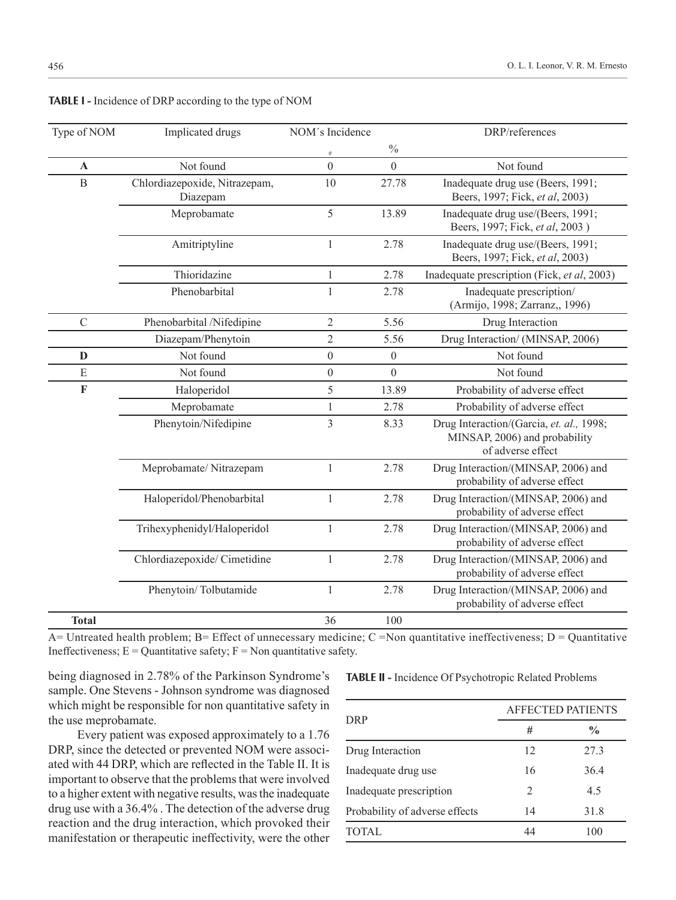**TABLE I -** Incidence of DRP according to the type of NOM

| Type of NOM | Implicated drugs | NOM´s Incidence | | DRP/references |
|---|---|---|---|---|
| | | # | % | |
| **A** | Not found | 0 | 0 | Not found |
| B | Chlordiazepoxide, Nitrazepam, Diazepam | 10 | 27.78 | Inadequate drug use (Beers, 1991; Beers, 1997; Fick, *et al*, 2003) |
| | Meprobamate | 5 | 13.89 | Inadequate drug use/(Beers, 1991; Beers, 1997; Fick, *et al*, 2003 ) |
| | Amitriptyline | 1 | 2.78 | Inadequate drug use/(Beers, 1991; Beers, 1997; Fick, *et al*, 2003) |
| | Thioridazine | 1 | 2.78 | Inadequate prescription (Fick, *et al*, 2003) |
| | Phenobarbital | 1 | 2.78 | Inadequate prescription/ (Armijo, 1998; Zarranz,, 1996) |
| C | Phenobarbital /Nifedipine | 2 | 5.56 | Drug Interaction |
| | Diazepam/Phenytoin | 2 | 5.56 | Drug Interaction/ (MINSAP, 2006) |
| **D** | Not found | 0 | 0 | Not found |
| E | Not found | 0 | 0 | Not found |
| **F** | Haloperidol | 5 | 13.89 | Probability of adverse effect |
| | Meprobamate | 1 | 2.78 | Probability of adverse effect |
| | Phenytoin/Nifedipine | 3 | 8.33 | Drug Interaction/(Garcia, *et. al.,* 1998; MINSAP, 2006) and probability of adverse effect |
| | Meprobamate/ Nitrazepam | 1 | 2.78 | Drug Interaction/(MINSAP, 2006) and probability of adverse effect |
| | Haloperidol/Phenobarbital | 1 | 2.78 | Drug Interaction/(MINSAP, 2006) and probability of adverse effect |
| | Trihexyphenidyl/Haloperidol | 1 | 2.78 | Drug Interaction/(MINSAP, 2006) and probability of adverse effect |
| | Chlordiazepoxide/ Cimetidine | 1 | 2.78 | Drug Interaction/(MINSAP, 2006) and probability of adverse effect |
| | Phenytoin/ Tolbutamide | 1 | 2.78 | Drug Interaction/(MINSAP, 2006) and probability of adverse effect |
| **Total** | | 36 | 100 | |

A= Untreated health problem; B= Effect of unnecessary medicine; C =Non quantitative ineffectiveness; D = Quantitative Ineffectiveness; E = Quantitative safety; F = Non quantitative safety.

being diagnosed in 2.78% of the Parkinson Syndrome's sample. One Stevens - Johnson syndrome was diagnosed which might be responsible for non quantitative safety in the use meprobamate.

Every patient was exposed approximately to a 1.76 DRP, since the detected or prevented NOM were associated with 44 DRP, which are reflected in the Table II. It is important to observe that the problems that were involved to a higher extent with negative results, was the inadequate drug use with a 36.4% . The detection of the adverse drug reaction and the drug interaction, which provoked their manifestation or therapeutic ineffectivity, were the other

**TABLE II -** Incidence Of Psychotropic Related Problems

| DRP | AFFECTED PATIENTS | |
|---|---|---|
| | **#** | **%** |
| Drug Interaction | 12 | 27.3 |
| Inadequate drug use | 16 | 36.4 |
| Inadequate prescription | 2 | 4.5 |
| Probability of adverse effects | 14 | 31.8 |
| TOTAL | 44 | 100 |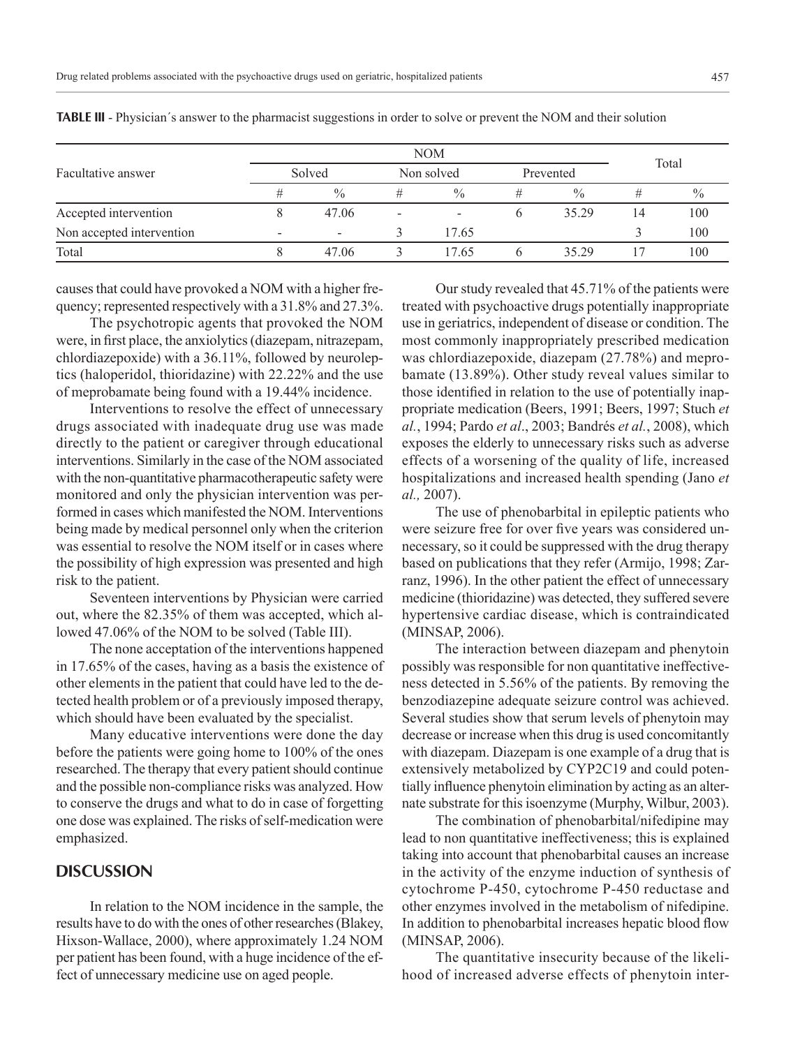**TABLE III** - Physician´s answer to the pharmacist suggestions in order to solve or prevent the NOM and their solution

| Facultative answer | NOM | | | | | | Total | |
|---|---|---|---|---|---|---|---|---|
| | Solved | | Non solved | | Prevented | | | |
| | # | % | # | % | # | % | # | % |
| Accepted intervention | 8 | 47.06 | - | - | 6 | 35.29 | 14 | 100 |
| Non accepted intervention | - | - | 3 | 17.65 | | | 3 | 100 |
| Total | 8 | 47.06 | 3 | 17.65 | 6 | 35.29 | 17 | 100 |

causes that could have provoked a NOM with a higher frequency; represented respectively with a 31.8% and 27.3%.

The psychotropic agents that provoked the NOM were, in first place, the anxiolytics (diazepam, nitrazepam, chlordiazepoxide) with a 36.11%, followed by neuroleptics (haloperidol, thioridazine) with 22.22% and the use of meprobamate being found with a 19.44% incidence.

Interventions to resolve the effect of unnecessary drugs associated with inadequate drug use was made directly to the patient or caregiver through educational interventions. Similarly in the case of the NOM associated with the non-quantitative pharmacotherapeutic safety were monitored and only the physician intervention was performed in cases which manifested the NOM. Interventions being made by medical personnel only when the criterion was essential to resolve the NOM itself or in cases where the possibility of high expression was presented and high risk to the patient.

Seventeen interventions by Physician were carried out, where the 82.35% of them was accepted, which allowed 47.06% of the NOM to be solved (Table III).

The none acceptation of the interventions happened in 17.65% of the cases, having as a basis the existence of other elements in the patient that could have led to the detected health problem or of a previously imposed therapy, which should have been evaluated by the specialist.

Many educative interventions were done the day before the patients were going home to 100% of the ones researched. The therapy that every patient should continue and the possible non-compliance risks was analyzed. How to conserve the drugs and what to do in case of forgetting one dose was explained. The risks of self-medication were emphasized.

## DISCUSSION

In relation to the NOM incidence in the sample, the results have to do with the ones of other researches (Blakey, Hixson-Wallace, 2000), where approximately 1.24 NOM per patient has been found, with a huge incidence of the effect of unnecessary medicine use on aged people.

Our study revealed that 45.71% of the patients were treated with psychoactive drugs potentially inappropriate use in geriatrics, independent of disease or condition. The most commonly inappropriately prescribed medication was chlordiazepoxide, diazepam (27.78%) and meprobamate (13.89%). Other study reveal values similar to those identified in relation to the use of potentially inappropriate medication (Beers, 1991; Beers, 1997; Stuch *et al.*, 1994; Pardo *et al*., 2003; Bandrés *et al.*, 2008), which exposes the elderly to unnecessary risks such as adverse effects of a worsening of the quality of life, increased hospitalizations and increased health spending (Jano *et al.,* 2007).

The use of phenobarbital in epileptic patients who were seizure free for over five years was considered unnecessary, so it could be suppressed with the drug therapy based on publications that they refer (Armijo, 1998; Zarranz, 1996). In the other patient the effect of unnecessary medicine (thioridazine) was detected, they suffered severe hypertensive cardiac disease, which is contraindicated (MINSAP, 2006).

The interaction between diazepam and phenytoin possibly was responsible for non quantitative ineffectiveness detected in 5.56% of the patients. By removing the benzodiazepine adequate seizure control was achieved. Several studies show that serum levels of phenytoin may decrease or increase when this drug is used concomitantly with diazepam. Diazepam is one example of a drug that is extensively metabolized by CYP2C19 and could potentially influence phenytoin elimination by acting as an alternate substrate for this isoenzyme (Murphy, Wilbur, 2003).

The combination of phenobarbital/nifedipine may lead to non quantitative ineffectiveness; this is explained taking into account that phenobarbital causes an increase in the activity of the enzyme induction of synthesis of cytochrome P-450, cytochrome P-450 reductase and other enzymes involved in the metabolism of nifedipine. In addition to phenobarbital increases hepatic blood flow (MINSAP, 2006).

The quantitative insecurity because of the likelihood of increased adverse effects of phenytoin inter-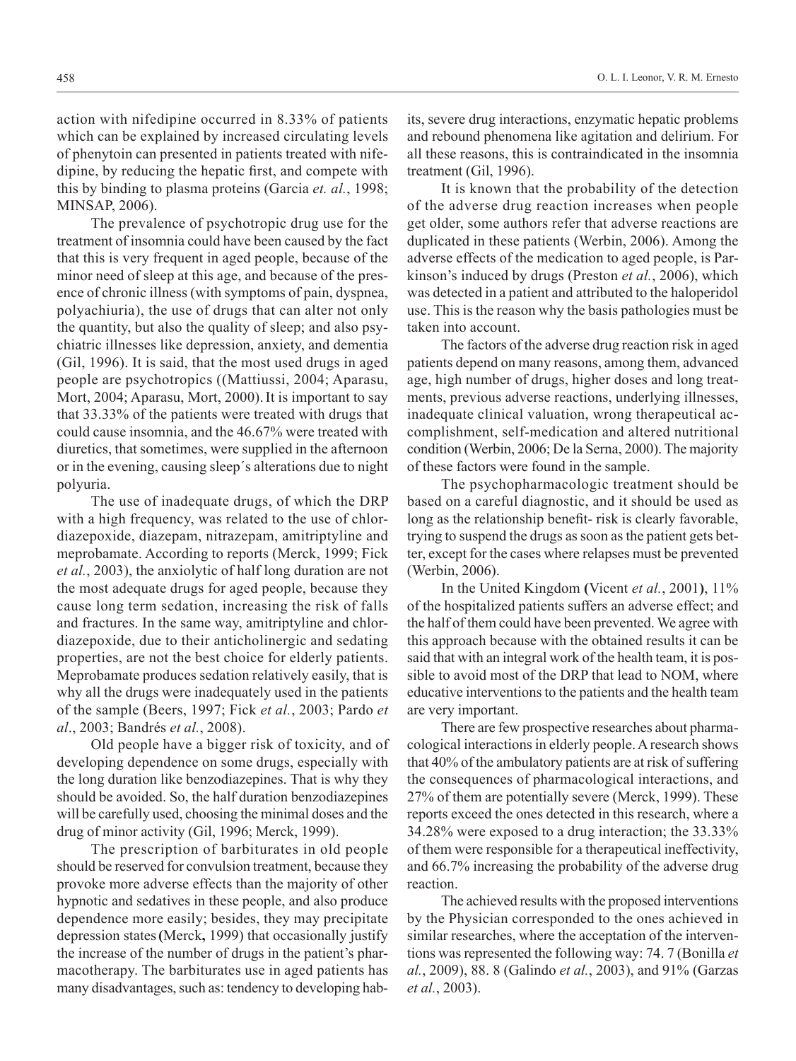action with nifedipine occurred in 8.33% of patients which can be explained by increased circulating levels of phenytoin can presented in patients treated with nifedipine, by reducing the hepatic first, and compete with this by binding to plasma proteins (Garcia *et. al.*, 1998; MINSAP, 2006).

The prevalence of psychotropic drug use for the treatment of insomnia could have been caused by the fact that this is very frequent in aged people, because of the minor need of sleep at this age, and because of the presence of chronic illness (with symptoms of pain, dyspnea, polyachiuria), the use of drugs that can alter not only the quantity, but also the quality of sleep; and also psychiatric illnesses like depression, anxiety, and dementia (Gil, 1996). It is said, that the most used drugs in aged people are psychotropics ((Mattiussi, 2004; Aparasu, Mort, 2004; Aparasu, Mort, 2000). It is important to say that 33.33% of the patients were treated with drugs that could cause insomnia, and the 46.67% were treated with diuretics, that sometimes, were supplied in the afternoon or in the evening, causing sleep´s alterations due to night polyuria.

The use of inadequate drugs, of which the DRP with a high frequency, was related to the use of chlordiazepoxide, diazepam, nitrazepam, amitriptyline and meprobamate. According to reports (Merck, 1999; Fick *et al.*, 2003), the anxiolytic of half long duration are not the most adequate drugs for aged people, because they cause long term sedation, increasing the risk of falls and fractures. In the same way, amitriptyline and chlordiazepoxide, due to their anticholinergic and sedating properties, are not the best choice for elderly patients. Meprobamate produces sedation relatively easily, that is why all the drugs were inadequately used in the patients of the sample (Beers, 1997; Fick *et al.*, 2003; Pardo *et al*., 2003; Bandrés *et al.*, 2008).

Old people have a bigger risk of toxicity, and of developing dependence on some drugs, especially with the long duration like benzodiazepines. That is why they should be avoided. So, the half duration benzodiazepines will be carefully used, choosing the minimal doses and the drug of minor activity (Gil, 1996; Merck, 1999).

The prescription of barbiturates in old people should be reserved for convulsion treatment, because they provoke more adverse effects than the majority of other hypnotic and sedatives in these people, and also produce dependence more easily; besides, they may precipitate depression states **(**Merck**,** 1999) that occasionally justify the increase of the number of drugs in the patient's pharmacotherapy. The barbiturates use in aged patients has many disadvantages, such as: tendency to developing habits, severe drug interactions, enzymatic hepatic problems and rebound phenomena like agitation and delirium. For all these reasons, this is contraindicated in the insomnia treatment (Gil, 1996).

It is known that the probability of the detection of the adverse drug reaction increases when people get older, some authors refer that adverse reactions are duplicated in these patients (Werbin, 2006). Among the adverse effects of the medication to aged people, is Parkinson's induced by drugs (Preston *et al.*, 2006), which was detected in a patient and attributed to the haloperidol use. This is the reason why the basis pathologies must be taken into account.

The factors of the adverse drug reaction risk in aged patients depend on many reasons, among them, advanced age, high number of drugs, higher doses and long treatments, previous adverse reactions, underlying illnesses, inadequate clinical valuation, wrong therapeutical accomplishment, self-medication and altered nutritional condition (Werbin, 2006; De la Serna, 2000). The majority of these factors were found in the sample.

The psychopharmacologic treatment should be based on a careful diagnostic, and it should be used as long as the relationship benefit- risk is clearly favorable, trying to suspend the drugs as soon as the patient gets better, except for the cases where relapses must be prevented (Werbin, 2006).

In the United Kingdom **(**Vicent *et al.*, 2001**)**, 11% of the hospitalized patients suffers an adverse effect; and the half of them could have been prevented. We agree with this approach because with the obtained results it can be said that with an integral work of the health team, it is possible to avoid most of the DRP that lead to NOM, where educative interventions to the patients and the health team are very important.

There are few prospective researches about pharmacological interactions in elderly people. A research shows that 40% of the ambulatory patients are at risk of suffering the consequences of pharmacological interactions, and 27% of them are potentially severe (Merck, 1999). These reports exceed the ones detected in this research, where a 34.28% were exposed to a drug interaction; the 33.33% of them were responsible for a therapeutical ineffectivity, and 66.7% increasing the probability of the adverse drug reaction.

The achieved results with the proposed interventions by the Physician corresponded to the ones achieved in similar researches, where the acceptation of the interventions was represented the following way: 74. 7 (Bonilla *et al.*, 2009), 88. 8 (Galindo *et al.*, 2003), and 91% (Garzas *et al.*, 2003).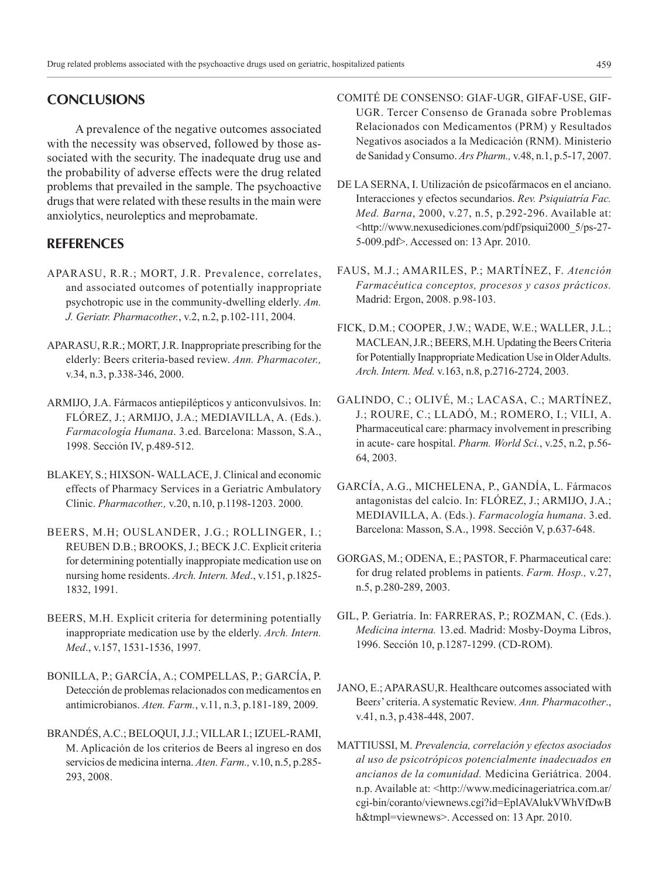## CONCLUSIONS

A prevalence of the negative outcomes associated with the necessity was observed, followed by those associated with the security. The inadequate drug use and the probability of adverse effects were the drug related problems that prevailed in the sample. The psychoactive drugs that were related with these results in the main were anxiolytics, neuroleptics and meprobamate.

## REFERENCES

APARASU, R.R.; MORT, J.R. Prevalence, correlates, and associated outcomes of potentially inappropriate psychotropic use in the community-dwelling elderly. *Am. J. Geriatr. Pharmacother.*, v.2, n.2, p.102-111, 2004.

APARASU, R.R.; MORT, J.R. Inappropriate prescribing for the elderly: Beers criteria-based review. *Ann. Pharmacoter.,* v.34, n.3, p.338-346, 2000.

ARMIJO, J.A. Fármacos antiepilépticos y anticonvulsivos. In: FLÓREZ, J.; ARMIJO, J.A.; MEDIAVILLA, A. (Eds.). *Farmacología Humana*. 3.ed. Barcelona: Masson, S.A., 1998. Sección IV, p.489-512.

BLAKEY, S.; HIXSON- WALLACE, J. Clinical and economic effects of Pharmacy Services in a Geriatric Ambulatory Clinic. *Pharmacother.,* v.20, n.10, p.1198-1203. 2000.

BEERS, M.H; OUSLANDER, J.G.; ROLLINGER, I.; REUBEN D.B.; BROOKS, J.; BECK J.C. Explicit criteria for determining potentially inappropiate medication use on nursing home residents. *Arch. Intern. Med*., v.151, p.1825-1832, 1991.

BEERS, M.H. Explicit criteria for determining potentially inappropriate medication use by the elderly. *Arch. Intern. Med*., v.157, 1531-1536, 1997.

BONILLA, P.; GARCÍA, A.; COMPELLAS, P.; GARCÍA, P. Detección de problemas relacionados con medicamentos en antimicrobianos. *Aten. Farm.*, v.11, n.3, p.181-189, 2009.

BRANDÉS, A.C.; BELOQUI, J.J.; VILLAR I.; IZUEL-RAMI, M. Aplicación de los criterios de Beers al ingreso en dos servicios de medicina interna. *Aten. Farm.,* v.10, n.5, p.285-293, 2008.

COMITÉ DE CONSENSO: GIAF-UGR, GIFAF-USE, GIF-UGR. Tercer Consenso de Granada sobre Problemas Relacionados con Medicamentos (PRM) y Resultados Negativos asociados a la Medicación (RNM). Ministerio de Sanidad y Consumo. *Ars Pharm.,* v.48, n.1, p.5-17, 2007.

DE LA SERNA, I. Utilización de psicofármacos en el anciano. Interacciones y efectos secundarios. *Rev. Psiquiatría Fac. Med. Barna*, 2000, v.27, n.5, p.292-296. Available at: <http://www.nexusediciones.com/pdf/psiqui2000_5/ps-27-5-009.pdf>. Accessed on: 13 Apr. 2010.

FAUS, M.J.; AMARILES, P.; MARTÍNEZ, F. *Atención Farmacéutica conceptos, procesos y casos prácticos.* Madrid: Ergon, 2008. p.98-103.

FICK, D.M.; COOPER, J.W.; WADE, W.E.; WALLER, J.L.; MACLEAN, J.R.; BEERS, M.H. Updating the Beers Criteria for Potentially Inappropriate Medication Use in Older Adults. *Arch. Intern. Med.* v.163, n.8, p.2716-2724, 2003.

GALINDO, C.; OLIVÉ, M.; LACASA, C.; MARTÍNEZ, J.; ROURE, C.; LLADÓ, M.; ROMERO, I.; VILI, A. Pharmaceutical care: pharmacy involvement in prescribing in acute- care hospital. *Pharm. World Sci.*, v.25, n.2, p.56-64, 2003.

GARCÍA, A.G., MICHELENA, P., GANDÍA, L. Fármacos antagonistas del calcio. In: FLÓREZ, J.; ARMIJO, J.A.; MEDIAVILLA, A. (Eds.). *Farmacología humana*. 3.ed. Barcelona: Masson, S.A., 1998. Sección V, p.637-648.

GORGAS, M.; ODENA, E.; PASTOR, F. Pharmaceutical care: for drug related problems in patients. *Farm. Hosp.,* v.27, n.5, p.280-289, 2003.

GIL, P. Geriatría. In: FARRERAS, P.; ROZMAN, C. (Eds.). *Medicina interna.* 13.ed. Madrid: Mosby-Doyma Libros, 1996. Sección 10, p.1287-1299. (CD-ROM).

JANO, E.; APARASU,R. Healthcare outcomes associated with Beers' criteria. A systematic Review. *Ann. Pharmacother*., v.41, n.3, p.438-448, 2007.

MATTIUSSI, M. *Prevalencia, correlación y efectos asociados al uso de psicotrópicos potencialmente inadecuados en ancianos de la comunidad.* Medicina Geriátrica. 2004. n.p. Available at: <http://www.medicinageriatrica.com.ar/cgi-bin/coranto/viewnews.cgi?id=EplAVAlukVWhVfDwBh&tmpl=viewnews>. Accessed on: 13 Apr. 2010.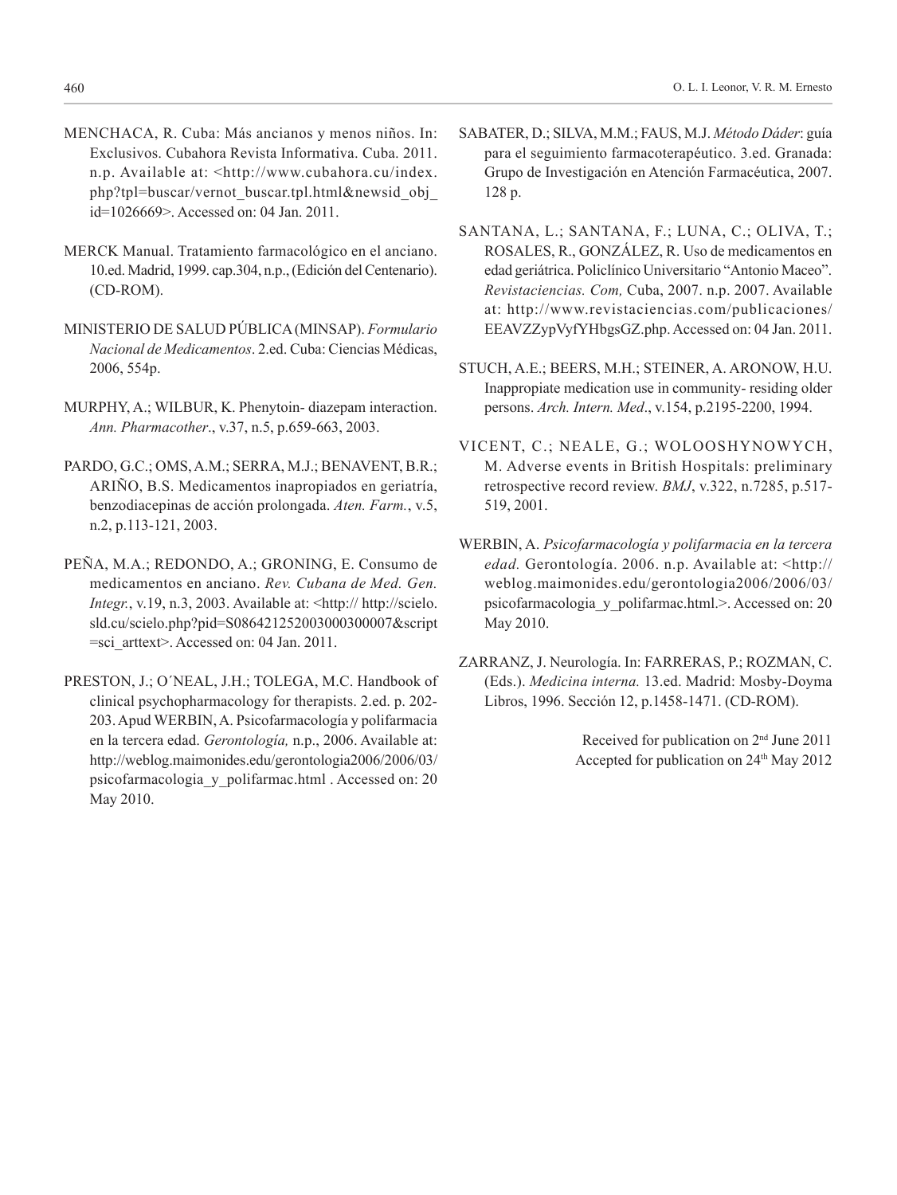MENCHACA, R. Cuba: Más ancianos y menos niños. In: Exclusivos. Cubahora Revista Informativa. Cuba. 2011. n.p. Available at: <http://www.cubahora.cu/index.php?tpl=buscar/vernot_buscar.tpl.html&newsid_obj_id=1026669>. Accessed on: 04 Jan. 2011.

MERCK Manual. Tratamiento farmacológico en el anciano. 10.ed. Madrid, 1999. cap.304, n.p., (Edición del Centenario). (CD-ROM).

MINISTERIO DE SALUD PÚBLICA (MINSAP). *Formulario Nacional de Medicamentos*. 2.ed. Cuba: Ciencias Médicas, 2006, 554p.

MURPHY, A.; WILBUR, K. Phenytoin- diazepam interaction. *Ann. Pharmacother*., v.37, n.5, p.659-663, 2003.

PARDO, G.C.; OMS, A.M.; SERRA, M.J.; BENAVENT, B.R.; ARIÑO, B.S. Medicamentos inapropiados en geriatría, benzodiacepinas de acción prolongada. *Aten. Farm.*, v.5, n.2, p.113-121, 2003.

PEÑA, M.A.; REDONDO, A.; GRONING, E. Consumo de medicamentos en anciano. *Rev. Cubana de Med. Gen. Integr.*, v.19, n.3, 2003. Available at: <http:// http://scielo.sld.cu/scielo.php?pid=S086421252003000300007&script=sci_arttext>. Accessed on: 04 Jan. 2011.

PRESTON, J.; O´NEAL, J.H.; TOLEGA, M.C. Handbook of clinical psychopharmacology for therapists. 2.ed. p. 202-203. Apud WERBIN, A. Psicofarmacología y polifarmacia en la tercera edad. *Gerontología,* n.p., 2006. Available at: http://weblog.maimonides.edu/gerontologia2006/2006/03/psicofarmacologia_y_polifarmac.html . Accessed on: 20 May 2010.

SABATER, D.; SILVA, M.M.; FAUS, M.J. *Método Dáder*: guía para el seguimiento farmacoterapéutico. 3.ed. Granada: Grupo de Investigación en Atención Farmacéutica, 2007. 128 p.

SANTANA, L.; SANTANA, F.; LUNA, C.; OLIVA, T.; ROSALES, R., GONZÁLEZ, R. Uso de medicamentos en edad geriátrica. Policlínico Universitario "Antonio Maceo". *Revistaciencias. Com,* Cuba, 2007. n.p. 2007. Available at: http://www.revistaciencias.com/publicaciones/EEAVZZypVyfYHbgsGZ.php. Accessed on: 04 Jan. 2011.

STUCH, A.E.; BEERS, M.H.; STEINER, A. ARONOW, H.U. Inappropiate medication use in community- residing older persons. *Arch. Intern. Med*., v.154, p.2195-2200, 1994.

VICENT, C.; NEALE, G.; WOLOOSHYNOWYCH, M. Adverse events in British Hospitals: preliminary retrospective record review. *BMJ*, v.322, n.7285, p.517-519, 2001.

WERBIN, A. *Psicofarmacología y polifarmacia en la tercera edad.* Gerontología. 2006. n.p. Available at: <http://weblog.maimonides.edu/gerontologia2006/2006/03/psicofarmacologia_y_polifarmac.html.>. Accessed on: 20 May 2010.

ZARRANZ, J. Neurología. In: FARRERAS, P.; ROZMAN, C. (Eds.). *Medicina interna.* 13.ed. Madrid: Mosby-Doyma Libros, 1996. Sección 12, p.1458-1471. (CD-ROM).

Received for publication on 2nd June 2011
Accepted for publication on 24th May 2012